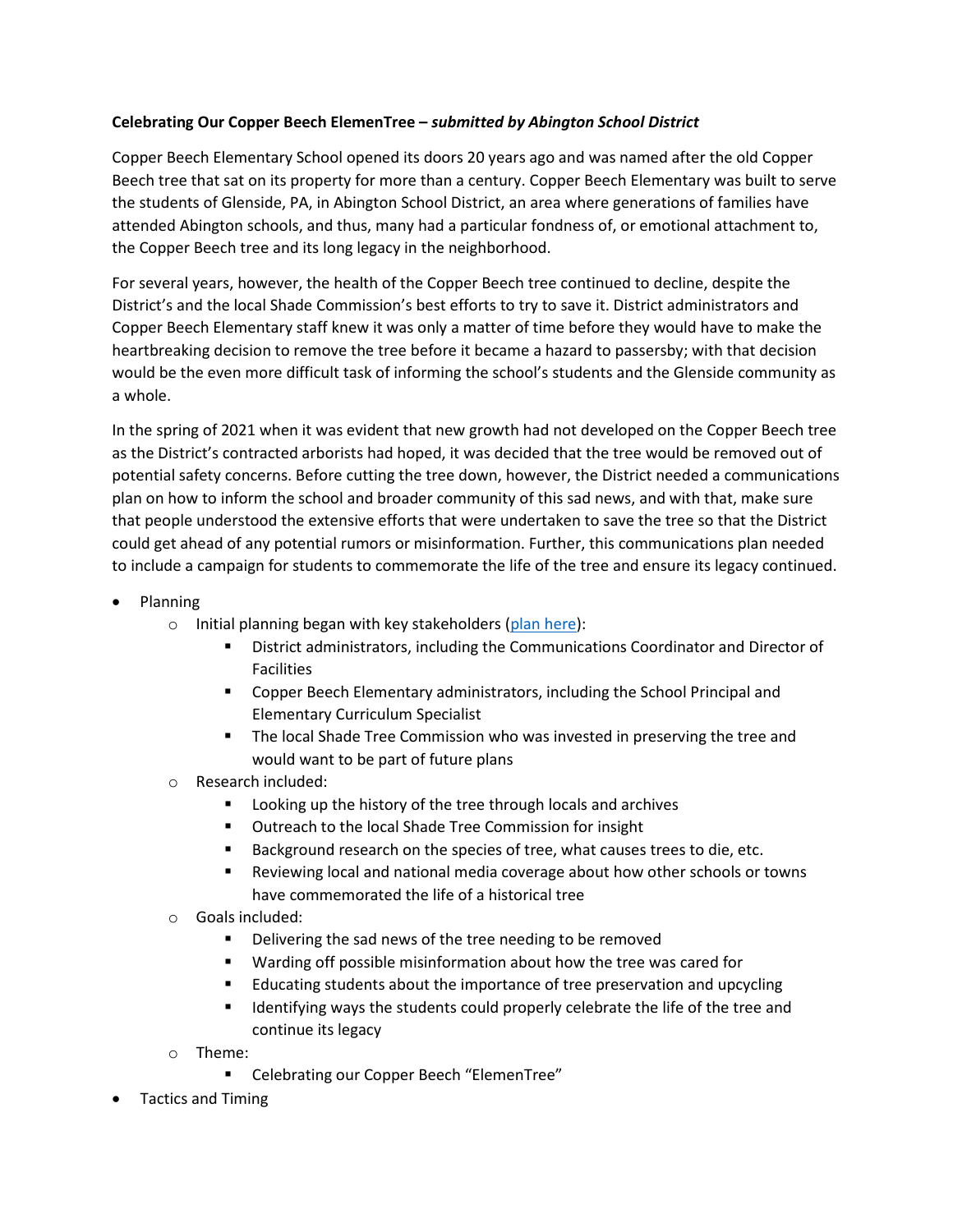**Celebrating Our Copper Beech ElemenTree –** ***submitted by Abington School District***

Copper Beech Elementary School opened its doors 20 years ago and was named after the old Copper Beech tree that sat on its property for more than a century. Copper Beech Elementary was built to serve the students of Glenside, PA, in Abington School District, an area where generations of families have attended Abington schools, and thus, many had a particular fondness of, or emotional attachment to, the Copper Beech tree and its long legacy in the neighborhood.

For several years, however, the health of the Copper Beech tree continued to decline, despite the District's and the local Shade Commission's best efforts to try to save it. District administrators and Copper Beech Elementary staff knew it was only a matter of time before they would have to make the heartbreaking decision to remove the tree before it became a hazard to passersby; with that decision would be the even more difficult task of informing the school's students and the Glenside community as a whole.

In the spring of 2021 when it was evident that new growth had not developed on the Copper Beech tree as the District's contracted arborists had hoped, it was decided that the tree would be removed out of potential safety concerns. Before cutting the tree down, however, the District needed a communications plan on how to inform the school and broader community of this sad news, and with that, make sure that people understood the extensive efforts that were undertaken to save the tree so that the District could get ahead of any potential rumors or misinformation. Further, this communications plan needed to include a campaign for students to commemorate the life of the tree and ensure its legacy continued.

- Planning
  - Initial planning began with key stakeholders (plan here):
    - District administrators, including the Communications Coordinator and Director of Facilities
    - Copper Beech Elementary administrators, including the School Principal and Elementary Curriculum Specialist
    - The local Shade Tree Commission who was invested in preserving the tree and would want to be part of future plans
  - Research included:
    - Looking up the history of the tree through locals and archives
    - Outreach to the local Shade Tree Commission for insight
    - Background research on the species of tree, what causes trees to die, etc.
    - Reviewing local and national media coverage about how other schools or towns have commemorated the life of a historical tree
  - Goals included:
    - Delivering the sad news of the tree needing to be removed
    - Warding off possible misinformation about how the tree was cared for
    - Educating students about the importance of tree preservation and upcycling
    - Identifying ways the students could properly celebrate the life of the tree and continue its legacy
  - Theme:
    - Celebrating our Copper Beech "ElemenTree"
- Tactics and Timing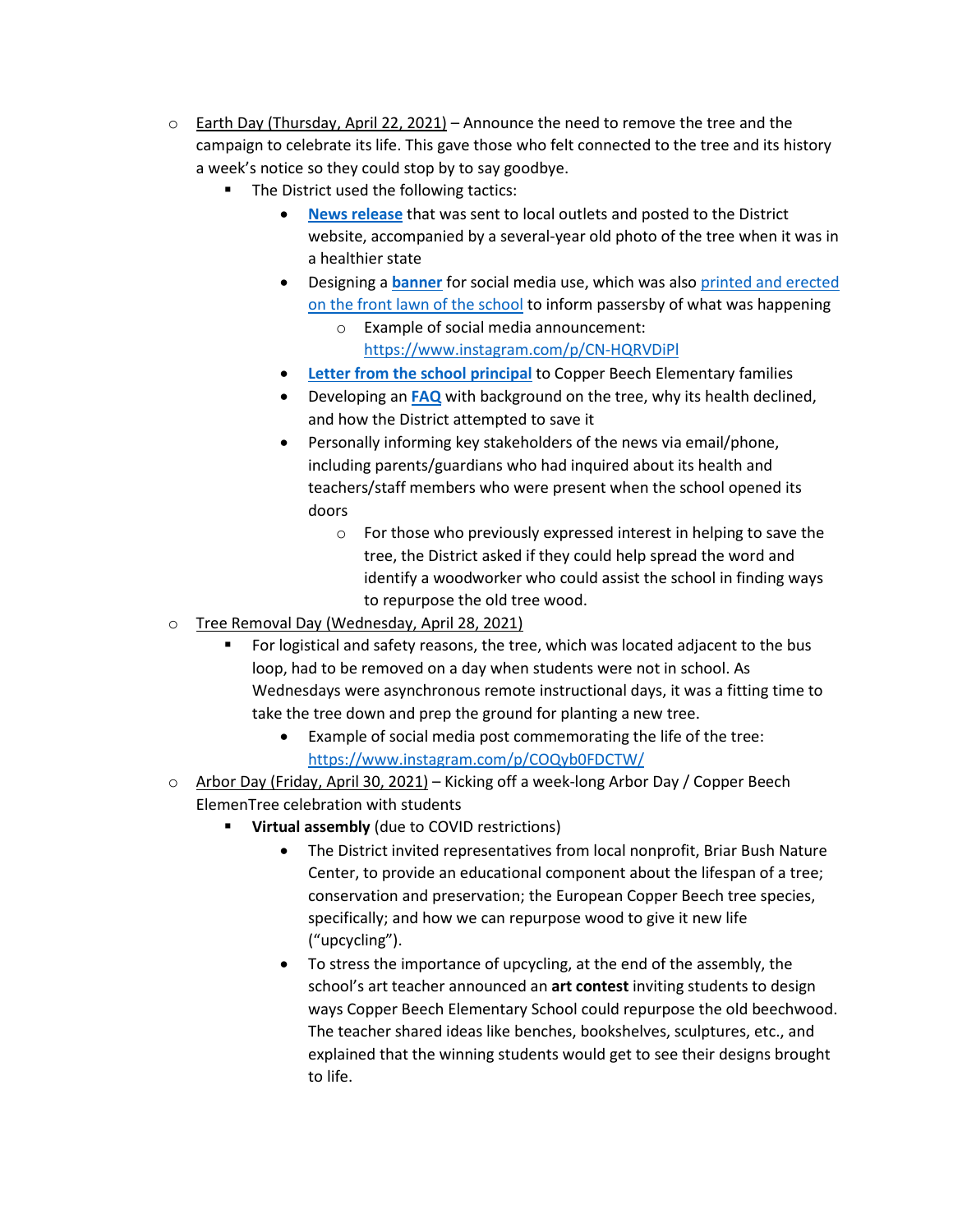- <u>Earth Day (Thursday, April 22, 2021)</u> – Announce the need to remove the tree and the campaign to celebrate its life. This gave those who felt connected to the tree and its history a week's notice so they could stop by to say goodbye.
  - The District used the following tactics:
    - **News release** that was sent to local outlets and posted to the District website, accompanied by a several-year old photo of the tree when it was in a healthier state
    - Designing a **banner** for social media use, which was also printed and erected on the front lawn of the school to inform passersby of what was happening
      - Example of social media announcement: https://www.instagram.com/p/CN-HQRVDiPl
    - **Letter from the school principal** to Copper Beech Elementary families
    - Developing an **FAQ** with background on the tree, why its health declined, and how the District attempted to save it
    - Personally informing key stakeholders of the news via email/phone, including parents/guardians who had inquired about its health and teachers/staff members who were present when the school opened its doors
      - For those who previously expressed interest in helping to save the tree, the District asked if they could help spread the word and identify a woodworker who could assist the school in finding ways to repurpose the old tree wood.
- <u>Tree Removal Day (Wednesday, April 28, 2021)</u>
  - For logistical and safety reasons, the tree, which was located adjacent to the bus loop, had to be removed on a day when students were not in school. As Wednesdays were asynchronous remote instructional days, it was a fitting time to take the tree down and prep the ground for planting a new tree.
    - Example of social media post commemorating the life of the tree: https://www.instagram.com/p/COQyb0FDCTW/
- <u>Arbor Day (Friday, April 30, 2021)</u> – Kicking off a week-long Arbor Day / Copper Beech ElemenTree celebration with students
  - **Virtual assembly** (due to COVID restrictions)
    - The District invited representatives from local nonprofit, Briar Bush Nature Center, to provide an educational component about the lifespan of a tree; conservation and preservation; the European Copper Beech tree species, specifically; and how we can repurpose wood to give it new life ("upcycling").
    - To stress the importance of upcycling, at the end of the assembly, the school's art teacher announced an **art contest** inviting students to design ways Copper Beech Elementary School could repurpose the old beechwood. The teacher shared ideas like benches, bookshelves, sculptures, etc., and explained that the winning students would get to see their designs brought to life.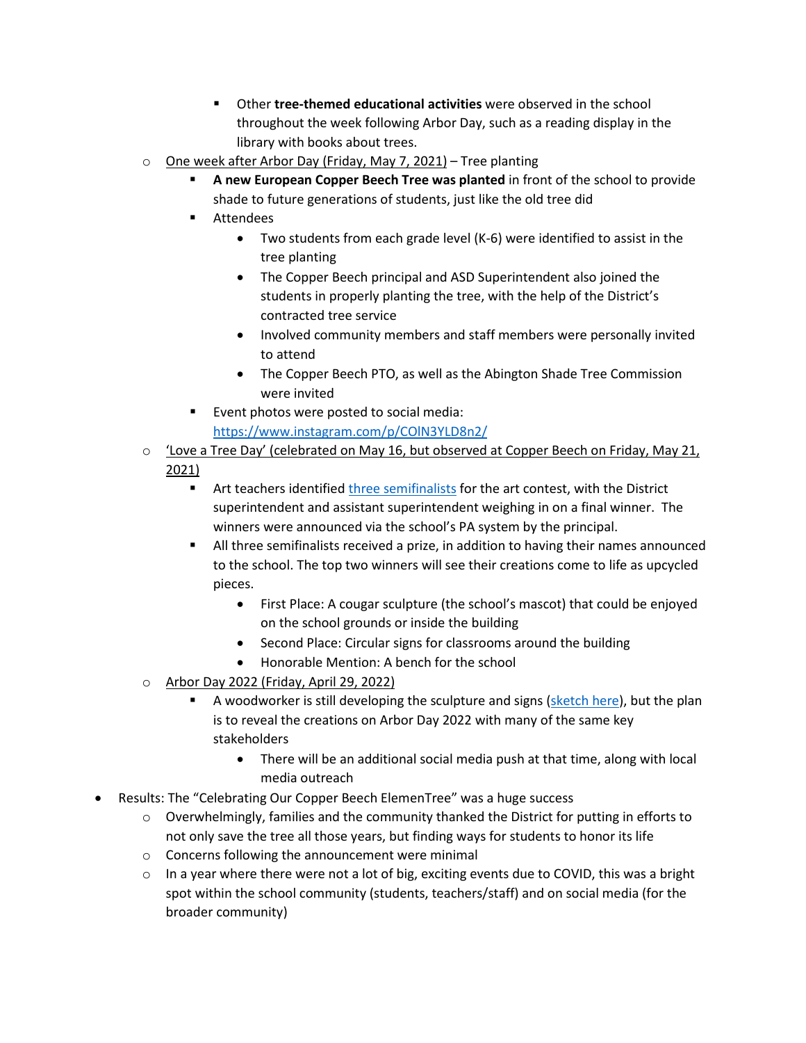- Other **tree-themed educational activities** were observed in the school throughout the week following Arbor Day, such as a reading display in the library with books about trees.
  - One week after Arbor Day (Friday, May 7, 2021) – Tree planting
    - **A new European Copper Beech Tree was planted** in front of the school to provide shade to future generations of students, just like the old tree did
    - Attendees
      - Two students from each grade level (K-6) were identified to assist in the tree planting
      - The Copper Beech principal and ASD Superintendent also joined the students in properly planting the tree, with the help of the District's contracted tree service
      - Involved community members and staff members were personally invited to attend
      - The Copper Beech PTO, as well as the Abington Shade Tree Commission were invited
    - Event photos were posted to social media: [https://www.instagram.com/p/COlN3YLD8n2/](https://www.instagram.com/p/COlN3YLD8n2/)
  - 'Love a Tree Day' (celebrated on May 16, but observed at Copper Beech on Friday, May 21, 2021)
    - Art teachers identified [three semifinalists](#) for the art contest, with the District superintendent and assistant superintendent weighing in on a final winner. The winners were announced via the school's PA system by the principal.
    - All three semifinalists received a prize, in addition to having their names announced to the school. The top two winners will see their creations come to life as upcycled pieces.
      - First Place: A cougar sculpture (the school's mascot) that could be enjoyed on the school grounds or inside the building
      - Second Place: Circular signs for classrooms around the building
      - Honorable Mention: A bench for the school
  - Arbor Day 2022 (Friday, April 29, 2022)
    - A woodworker is still developing the sculpture and signs ([sketch here](#)), but the plan is to reveal the creations on Arbor Day 2022 with many of the same key stakeholders
      - There will be an additional social media push at that time, along with local media outreach
- Results: The "Celebrating Our Copper Beech ElemenTree" was a huge success
  - Overwhelmingly, families and the community thanked the District for putting in efforts to not only save the tree all those years, but finding ways for students to honor its life
  - Concerns following the announcement were minimal
  - In a year where there were not a lot of big, exciting events due to COVID, this was a bright spot within the school community (students, teachers/staff) and on social media (for the broader community)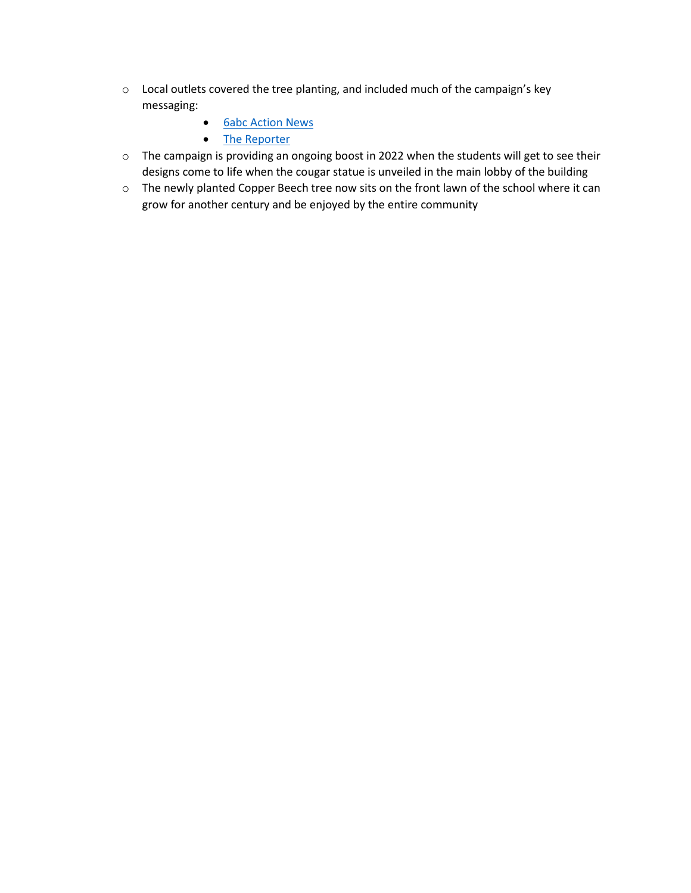- Local outlets covered the tree planting, and included much of the campaign's key messaging:
    - [6abc Action News]
    - [The Reporter]
- The campaign is providing an ongoing boost in 2022 when the students will get to see their designs come to life when the cougar statue is unveiled in the main lobby of the building
- The newly planted Copper Beech tree now sits on the front lawn of the school where it can grow for another century and be enjoyed by the entire community